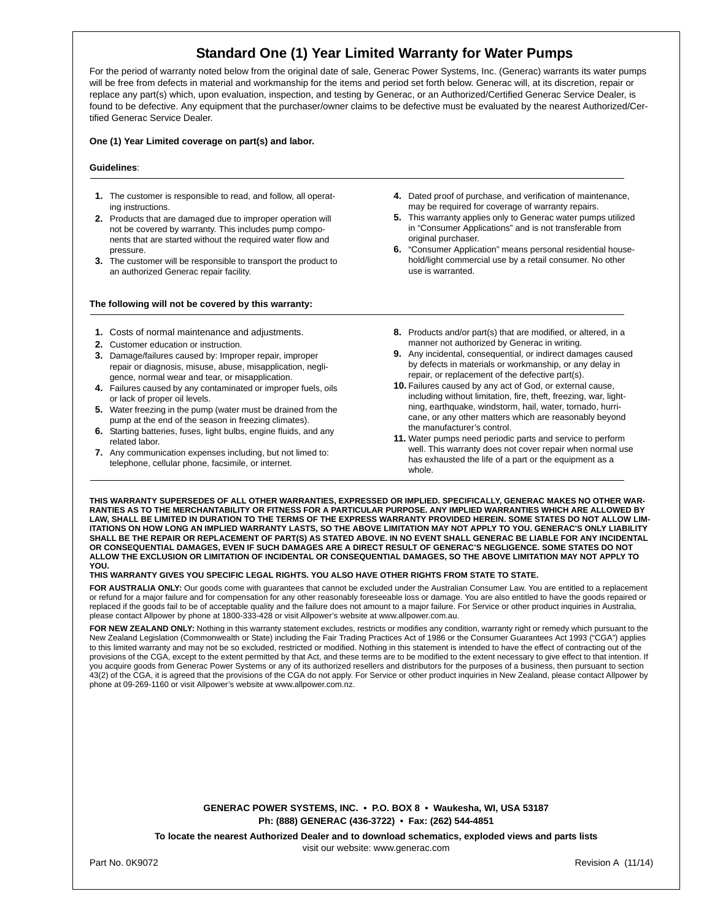# Standard One (1) Year Limited Warranty for Water Pumps

For the period of warranty noted below from the original date of sale, Generac Power Systems, Inc. (Generac) warrants its water pumps will be free from defects in material and workmanship for the items and period set forth below. Generac will, at its discretion, repair or replace any part(s) which, upon evaluation, inspection, and testing by Generac, or an Authorized/Certified Generac Service Dealer, is found to be defective. Any equipment that the purchaser/owner claims to be defective must be evaluated by the nearest Authorized/Certified Generac Service Dealer.

**One (1) Year Limited coverage on part(s) and labor.**

**Guidelines**:

1. The customer is responsible to read, and follow, all operating instructions.
2. Products that are damaged due to improper operation will not be covered by warranty. This includes pump components that are started without the required water flow and pressure.
3. The customer will be responsible to transport the product to an authorized Generac repair facility.
4. Dated proof of purchase, and verification of maintenance, may be required for coverage of warranty repairs.
5. This warranty applies only to Generac water pumps utilized in "Consumer Applications" and is not transferable from original purchaser.
6. "Consumer Application" means personal residential household/light commercial use by a retail consumer. No other use is warranted.

**The following will not be covered by this warranty:**

1. Costs of normal maintenance and adjustments.
2. Customer education or instruction.
3. Damage/failures caused by: Improper repair, improper repair or diagnosis, misuse, abuse, misapplication, negligence, normal wear and tear, or misapplication.
4. Failures caused by any contaminated or improper fuels, oils or lack of proper oil levels.
5. Water freezing in the pump (water must be drained from the pump at the end of the season in freezing climates).
6. Starting batteries, fuses, light bulbs, engine fluids, and any related labor.
7. Any communication expenses including, but not limed to: telephone, cellular phone, facsimile, or internet.
8. Products and/or part(s) that are modified, or altered, in a manner not authorized by Generac in writing.
9. Any incidental, consequential, or indirect damages caused by defects in materials or workmanship, or any delay in repair, or replacement of the defective part(s).
10. Failures caused by any act of God, or external cause, including without limitation, fire, theft, freezing, war, lightning, earthquake, windstorm, hail, water, tornado, hurricane, or any other matters which are reasonably beyond the manufacturer's control.
11. Water pumps need periodic parts and service to perform well. This warranty does not cover repair when normal use has exhausted the life of a part or the equipment as a whole.

**THIS WARRANTY SUPERSEDES OF ALL OTHER WARRANTIES, EXPRESSED OR IMPLIED. SPECIFICALLY, GENERAC MAKES NO OTHER WARRANTIES AS TO THE MERCHANTABILITY OR FITNESS FOR A PARTICULAR PURPOSE. ANY IMPLIED WARRANTIES WHICH ARE ALLOWED BY LAW, SHALL BE LIMITED IN DURATION TO THE TERMS OF THE EXPRESS WARRANTY PROVIDED HEREIN. SOME STATES DO NOT ALLOW LIMITATIONS ON HOW LONG AN IMPLIED WARRANTY LASTS, SO THE ABOVE LIMITATION MAY NOT APPLY TO YOU. GENERAC'S ONLY LIABILITY SHALL BE THE REPAIR OR REPLACEMENT OF PART(S) AS STATED ABOVE. IN NO EVENT SHALL GENERAC BE LIABLE FOR ANY INCIDENTAL OR CONSEQUENTIAL DAMAGES, EVEN IF SUCH DAMAGES ARE A DIRECT RESULT OF GENERAC'S NEGLIGENCE. SOME STATES DO NOT ALLOW THE EXCLUSION OR LIMITATION OF INCIDENTAL OR CONSEQUENTIAL DAMAGES, SO THE ABOVE LIMITATION MAY NOT APPLY TO YOU.**

**THIS WARRANTY GIVES YOU SPECIFIC LEGAL RIGHTS. YOU ALSO HAVE OTHER RIGHTS FROM STATE TO STATE.**

**FOR AUSTRALIA ONLY:** Our goods come with guarantees that cannot be excluded under the Australian Consumer Law. You are entitled to a replacement or refund for a major failure and for compensation for any other reasonably foreseeable loss or damage. You are also entitled to have the goods repaired or replaced if the goods fail to be of acceptable quality and the failure does not amount to a major failure. For Service or other product inquiries in Australia, please contact Allpower by phone at 1800-333-428 or visit Allpower's website at www.allpower.com.au.

**FOR NEW ZEALAND ONLY:** Nothing in this warranty statement excludes, restricts or modifies any condition, warranty right or remedy which pursuant to the New Zealand Legislation (Commonwealth or State) including the Fair Trading Practices Act of 1986 or the Consumer Guarantees Act 1993 ("CGA") applies to this limited warranty and may not be so excluded, restricted or modified. Nothing in this statement is intended to have the effect of contracting out of the provisions of the CGA, except to the extent permitted by that Act, and these terms are to be modified to the extent necessary to give effect to that intention. If you acquire goods from Generac Power Systems or any of its authorized resellers and distributors for the purposes of a business, then pursuant to section 43(2) of the CGA, it is agreed that the provisions of the CGA do not apply. For Service or other product inquiries in New Zealand, please contact Allpower by phone at 09-269-1160 or visit Allpower's website at www.allpower.com.nz.

**GENERAC POWER SYSTEMS, INC. • P.O. BOX 8 • Waukesha, WI, USA 53187**
**Ph: (888) GENERAC (436-3722) • Fax: (262) 544-4851**

**To locate the nearest Authorized Dealer and to download schematics, exploded views and parts lists**
visit our website: www.generac.com

Part No. 0K9072 Revision A (11/14)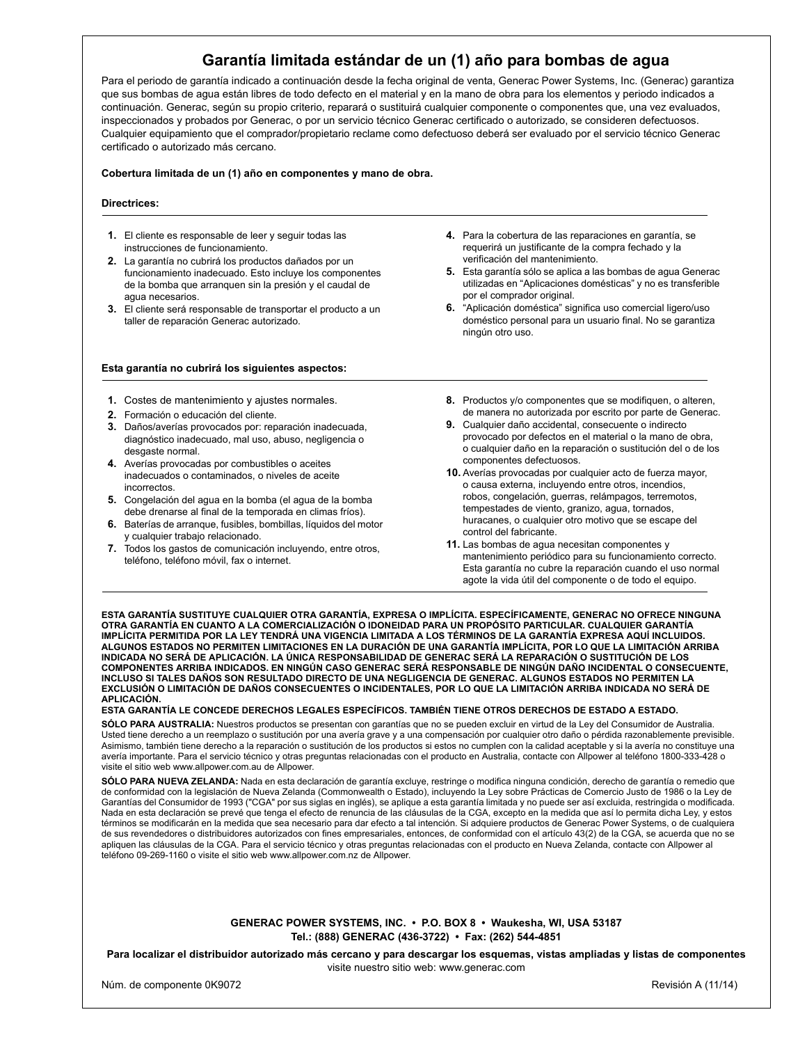# Garantía limitada estándar de un (1) año para bombas de agua

Para el periodo de garantía indicado a continuación desde la fecha original de venta, Generac Power Systems, Inc. (Generac) garantiza que sus bombas de agua están libres de todo defecto en el material y en la mano de obra para los elementos y periodo indicados a continuación. Generac, según su propio criterio, reparará o sustituirá cualquier componente o componentes que, una vez evaluados, inspeccionados y probados por Generac, o por un servicio técnico Generac certificado o autorizado, se consideren defectuosos. Cualquier equipamiento que el comprador/propietario reclame como defectuoso deberá ser evaluado por el servicio técnico Generac certificado o autorizado más cercano.

**Cobertura limitada de un (1) año en componentes y mano de obra.**

**Directrices:**

1. El cliente es responsable de leer y seguir todas las instrucciones de funcionamiento.
2. La garantía no cubrirá los productos dañados por un funcionamiento inadecuado. Esto incluye los componentes de la bomba que arranquen sin la presión y el caudal de agua necesarios.
3. El cliente será responsable de transportar el producto a un taller de reparación Generac autorizado.
4. Para la cobertura de las reparaciones en garantía, se requerirá un justificante de la compra fechado y la verificación del mantenimiento.
5. Esta garantía sólo se aplica a las bombas de agua Generac utilizadas en "Aplicaciones domésticas" y no es transferible por el comprador original.
6. "Aplicación doméstica" significa uso comercial ligero/uso doméstico personal para un usuario final. No se garantiza ningún otro uso.

**Esta garantía no cubrirá los siguientes aspectos:**

1. Costes de mantenimiento y ajustes normales.
2. Formación o educación del cliente.
3. Daños/averías provocados por: reparación inadecuada, diagnóstico inadecuado, mal uso, abuso, negligencia o desgaste normal.
4. Averías provocadas por combustibles o aceites inadecuados o contaminados, o niveles de aceite incorrectos.
5. Congelación del agua en la bomba (el agua de la bomba debe drenarse al final de la temporada en climas fríos).
6. Baterías de arranque, fusibles, bombillas, líquidos del motor y cualquier trabajo relacionado.
7. Todos los gastos de comunicación incluyendo, entre otros, teléfono, teléfono móvil, fax o internet.
8. Productos y/o componentes que se modifiquen, o alteren, de manera no autorizada por escrito por parte de Generac.
9. Cualquier daño accidental, consecuente o indirecto provocado por defectos en el material o la mano de obra, o cualquier daño en la reparación o sustitución del o de los componentes defectuosos.
10. Averías provocadas por cualquier acto de fuerza mayor, o causa externa, incluyendo entre otros, incendios, robos, congelación, guerras, relámpagos, terremotos, tempestades de viento, granizo, agua, tornados, huracanes, o cualquier otro motivo que se escape del control del fabricante.
11. Las bombas de agua necesitan componentes y mantenimiento periódico para su funcionamiento correcto. Esta garantía no cubre la reparación cuando el uso normal agote la vida útil del componente o de todo el equipo.

**ESTA GARANTÍA SUSTITUYE CUALQUIER OTRA GARANTÍA, EXPRESA O IMPLÍCITA. ESPECÍFICAMENTE, GENERAC NO OFRECE NINGUNA OTRA GARANTÍA EN CUANTO A LA COMERCIALIZACIÓN O IDONEIDAD PARA UN PROPÓSITO PARTICULAR. CUALQUIER GARANTÍA IMPLÍCITA PERMITIDA POR LA LEY TENDRÁ UNA VIGENCIA LIMITADA A LOS TÉRMINOS DE LA GARANTÍA EXPRESA AQUÍ INCLUIDOS. ALGUNOS ESTADOS NO PERMITEN LIMITACIONES EN LA DURACIÓN DE UNA GARANTÍA IMPLÍCITA, POR LO QUE LA LIMITACIÓN ARRIBA INDICADA NO SERÁ DE APLICACIÓN. LA ÚNICA RESPONSABILIDAD DE GENERAC SERÁ LA REPARACIÓN O SUSTITUCIÓN DE LOS COMPONENTES ARRIBA INDICADOS. EN NINGÚN CASO GENERAC SERÁ RESPONSABLE DE NINGÚN DAÑO INCIDENTAL O CONSECUENTE, INCLUSO SI TALES DAÑOS SON RESULTADO DIRECTO DE UNA NEGLIGENCIA DE GENERAC. ALGUNOS ESTADOS NO PERMITEN LA EXCLUSIÓN O LIMITACIÓN DE DAÑOS CONSECUENTES O INCIDENTALES, POR LO QUE LA LIMITACIÓN ARRIBA INDICADA NO SERÁ DE APLICACIÓN.**

**ESTA GARANTÍA LE CONCEDE DERECHOS LEGALES ESPECÍFICOS. TAMBIÉN TIENE OTROS DERECHOS DE ESTADO A ESTADO.**

**SÓLO PARA AUSTRALIA:** Nuestros productos se presentan con garantías que no se pueden excluir en virtud de la Ley del Consumidor de Australia. Usted tiene derecho a un reemplazo o sustitución por una avería grave y a una compensación por cualquier otro daño o pérdida razonablemente previsible. Asimismo, también tiene derecho a la reparación o sustitución de los productos si estos no cumplen con la calidad aceptable y si la avería no constituye una avería importante. Para el servicio técnico y otras preguntas relacionadas con el producto en Australia, contacte con Allpower al teléfono 1800-333-428 o visite el sitio web www.allpower.com.au de Allpower.

**SÓLO PARA NUEVA ZELANDA:** Nada en esta declaración de garantía excluye, restringe o modifica ninguna condición, derecho de garantía o remedio que de conformidad con la legislación de Nueva Zelanda (Commonwealth o Estado), incluyendo la Ley sobre Prácticas de Comercio Justo de 1986 o la Ley de Garantías del Consumidor de 1993 ("CGA" por sus siglas en inglés), se aplique a esta garantía limitada y no puede ser así excluida, restringida o modificada. Nada en esta declaración se prevé que tenga el efecto de renuncia de las cláusulas de la CGA, excepto en la medida que así lo permita dicha Ley, y estos términos se modificarán en la medida que sea necesario para dar efecto a tal intención. Si adquiere productos de Generac Power Systems, o de cualquiera de sus revendedores o distribuidores autorizados con fines empresariales, entonces, de conformidad con el artículo 43(2) de la CGA, se acuerda que no se apliquen las cláusulas de la CGA. Para el servicio técnico y otras preguntas relacionadas con el producto en Nueva Zelanda, contacte con Allpower al teléfono 09-269-1160 o visite el sitio web www.allpower.com.nz de Allpower.

**GENERAC POWER SYSTEMS, INC. • P.O. BOX 8 • Waukesha, WI, USA 53187**
**Tel.: (888) GENERAC (436-3722) • Fax: (262) 544-4851**

**Para localizar el distribuidor autorizado más cercano y para descargar los esquemas, vistas ampliadas y listas de componentes** visite nuestro sitio web: www.generac.com

Núm. de componente 0K9072 Revisión A (11/14)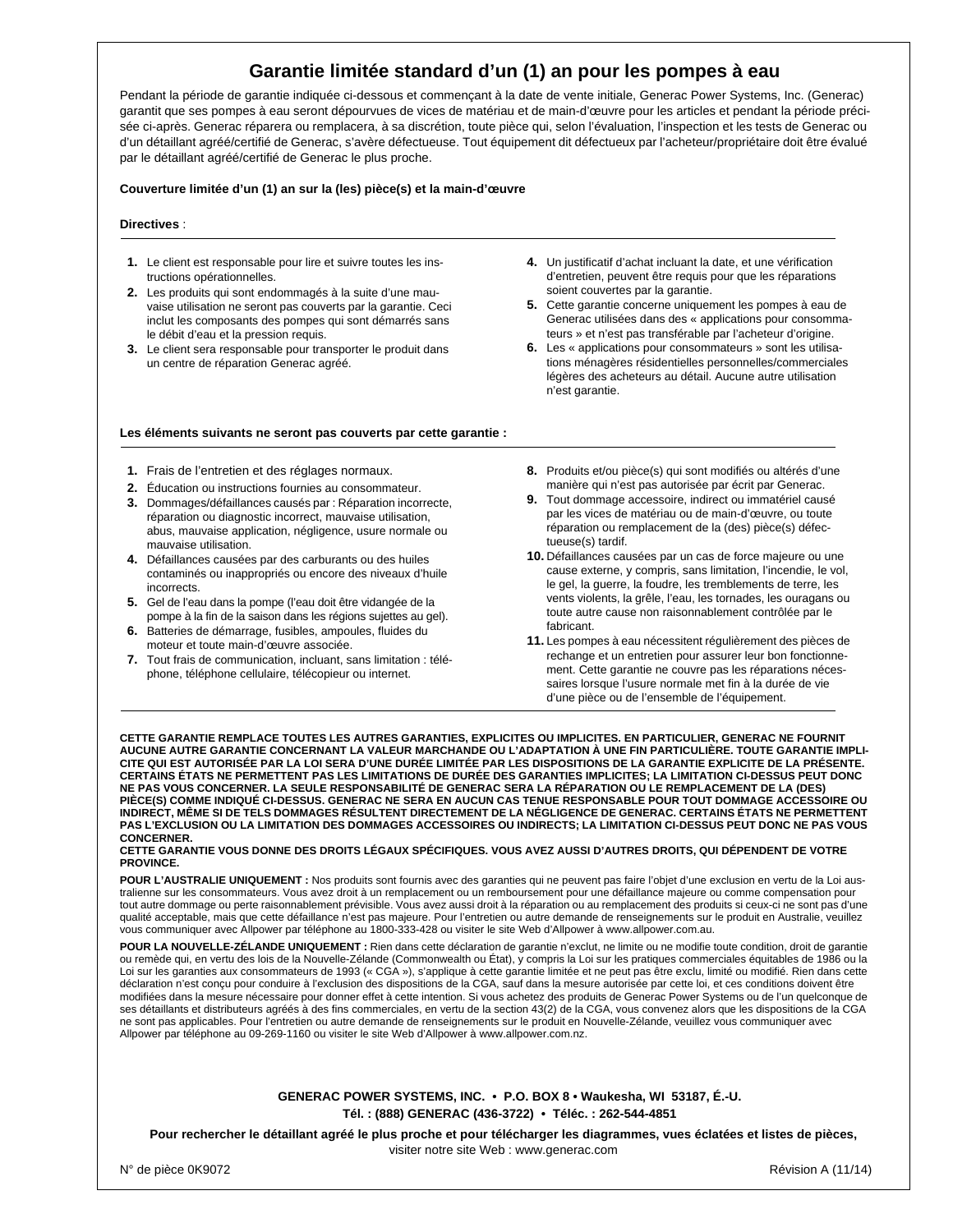# Garantie limitée standard d'un (1) an pour les pompes à eau

Pendant la période de garantie indiquée ci-dessous et commençant à la date de vente initiale, Generac Power Systems, Inc. (Generac) garantit que ses pompes à eau seront dépourvues de vices de matériau et de main-d'œuvre pour les articles et pendant la période précisée ci-après. Generac réparera ou remplacera, à sa discrétion, toute pièce qui, selon l'évaluation, l'inspection et les tests de Generac ou d'un détaillant agréé/certifié de Generac, s'avère défectueuse. Tout équipement dit défectueux par l'acheteur/propriétaire doit être évalué par le détaillant agréé/certifié de Generac le plus proche.

**Couverture limitée d'un (1) an sur la (les) pièce(s) et la main-d'œuvre**

**Directives** :

1. Le client est responsable pour lire et suivre toutes les instructions opérationnelles.
2. Les produits qui sont endommagés à la suite d'une mauvaise utilisation ne seront pas couverts par la garantie. Ceci inclut les composants des pompes qui sont démarrés sans le débit d'eau et la pression requis.
3. Le client sera responsable pour transporter le produit dans un centre de réparation Generac agréé.
4. Un justificatif d'achat incluant la date, et une vérification d'entretien, peuvent être requis pour que les réparations soient couvertes par la garantie.
5. Cette garantie concerne uniquement les pompes à eau de Generac utilisées dans des « applications pour consommateurs » et n'est pas transférable par l'acheteur d'origine.
6. Les « applications pour consommateurs » sont les utilisations ménagères résidentielles personnelles/commerciales légères des acheteurs au détail. Aucune autre utilisation n'est garantie.

**Les éléments suivants ne seront pas couverts par cette garantie :**

1. Frais de l'entretien et des réglages normaux.
2. Éducation ou instructions fournies au consommateur.
3. Dommages/défaillances causés par : Réparation incorrecte, réparation ou diagnostic incorrect, mauvaise utilisation, abus, mauvaise application, négligence, usure normale ou mauvaise utilisation.
4. Défaillances causées par des carburants ou des huiles contaminés ou inappropriés ou encore des niveaux d'huile incorrects.
5. Gel de l'eau dans la pompe (l'eau doit être vidangée de la pompe à la fin de la saison dans les régions sujettes au gel).
6. Batteries de démarrage, fusibles, ampoules, fluides du moteur et toute main-d'œuvre associée.
7. Tout frais de communication, incluant, sans limitation : téléphone, téléphone cellulaire, télécopieur ou internet.
8. Produits et/ou pièce(s) qui sont modifiés ou altérés d'une manière qui n'est pas autorisée par écrit par Generac.
9. Tout dommage accessoire, indirect ou immatériel causé par les vices de matériau ou de main-d'œuvre, ou toute réparation ou remplacement de la (des) pièce(s) défectueuse(s) tardif.
10. Défaillances causées par un cas de force majeure ou une cause externe, y compris, sans limitation, l'incendie, le vol, le gel, la guerre, la foudre, les tremblements de terre, les vents violents, la grêle, l'eau, les tornades, les ouragans ou toute autre cause non raisonnablement contrôlée par le fabricant.
11. Les pompes à eau nécessitent régulièrement des pièces de rechange et un entretien pour assurer leur bon fonctionnement. Cette garantie ne couvre pas les réparations nécessaires lorsque l'usure normale met fin à la durée de vie d'une pièce ou de l'ensemble de l'équipement.

**CETTE GARANTIE REMPLACE TOUTES LES AUTRES GARANTIES, EXPLICITES OU IMPLICITES. EN PARTICULIER, GENERAC NE FOURNIT AUCUNE AUTRE GARANTIE CONCERNANT LA VALEUR MARCHANDE OU L'ADAPTATION À UNE FIN PARTICULIÈRE. TOUTE GARANTIE IMPLICITE QUI EST AUTORISÉE PAR LA LOI SERA D'UNE DURÉE LIMITÉE PAR LES DISPOSITIONS DE LA GARANTIE EXPLICITE DE LA PRÉSENTE. CERTAINS ÉTATS NE PERMETTENT PAS LES LIMITATIONS DE DURÉE DES GARANTIES IMPLICITES; LA LIMITATION CI-DESSUS PEUT DONC NE PAS VOUS CONCERNER. LA SEULE RESPONSABILITÉ DE GENERAC SERA LA RÉPARATION OU LE REMPLACEMENT DE LA (DES) PIÈCE(S) COMME INDIQUÉ CI-DESSUS. GENERAC NE SERA EN AUCUN CAS TENUE RESPONSABLE POUR TOUT DOMMAGE ACCESSOIRE OU INDIRECT, MÊME SI DE TELS DOMMAGES RÉSULTENT DIRECTEMENT DE LA NÉGLIGENCE DE GENERAC. CERTAINS ÉTATS NE PERMETTENT PAS L'EXCLUSION OU LA LIMITATION DES DOMMAGES ACCESSOIRES OU INDIRECTS; LA LIMITATION CI-DESSUS PEUT DONC NE PAS VOUS CONCERNER.**

**CETTE GARANTIE VOUS DONNE DES DROITS LÉGAUX SPÉCIFIQUES. VOUS AVEZ AUSSI D'AUTRES DROITS, QUI DÉPENDENT DE VOTRE PROVINCE.**

**POUR L'AUSTRALIE UNIQUEMENT :** Nos produits sont fournis avec des garanties qui ne peuvent pas faire l'objet d'une exclusion en vertu de la Loi australienne sur les consommateurs. Vous avez droit à un remplacement ou un remboursement pour une défaillance majeure ou comme compensation pour tout autre dommage ou perte raisonnablement prévisible. Vous avez aussi droit à la réparation ou au remplacement des produits si ceux-ci ne sont pas d'une qualité acceptable, mais que cette défaillance n'est pas majeure. Pour l'entretien ou autre demande de renseignements sur le produit en Australie, veuillez vous communiquer avec Allpower par téléphone au 1800-333-428 ou visiter le site Web d'Allpower à www.allpower.com.au.

**POUR LA NOUVELLE-ZÉLANDE UNIQUEMENT :** Rien dans cette déclaration de garantie n'exclut, ne limite ou ne modifie toute condition, droit de garantie ou remède qui, en vertu des lois de la Nouvelle-Zélande (Commonwealth ou État), y compris la Loi sur les pratiques commerciales équitables de 1986 ou la Loi sur les garanties aux consommateurs de 1993 (« CGA »), s'applique à cette garantie limitée et ne peut pas être exclu, limité ou modifié. Rien dans cette déclaration n'est conçu pour conduire à l'exclusion des dispositions de la CGA, sauf dans la mesure autorisée par cette loi, et ces conditions doivent être modifiées dans la mesure nécessaire pour donner effet à cette intention. Si vous achetez des produits de Generac Power Systems ou de l'un quelconque de ses détaillants et distributeurs agréés à des fins commerciales, en vertu de la section 43(2) de la CGA, vous convenez alors que les dispositions de la CGA ne sont pas applicables. Pour l'entretien ou autre demande de renseignements sur le produit en Nouvelle-Zélande, veuillez vous communiquer avec Allpower par téléphone au 09-269-1160 ou visiter le site Web d'Allpower à www.allpower.com.nz.

**GENERAC POWER SYSTEMS, INC. • P.O. BOX 8 • Waukesha, WI 53187, É.-U.**
**Tél. : (888) GENERAC (436-3722) • Téléc. : 262-544-4851**

**Pour rechercher le détaillant agréé le plus proche et pour télécharger les diagrammes, vues éclatées et listes de pièces,**
visiter notre site Web : www.generac.com

N° de pièce 0K9072 Révision A (11/14)